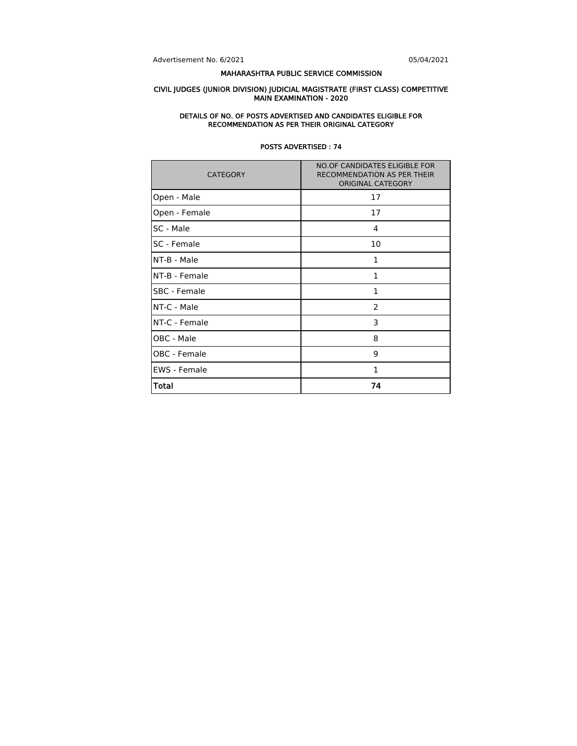Advertisement No. 6/2021 05/04/2021

# MAHARASHTRA PUBLIC SERVICE COMMISSION

## CIVIL JUDGES (JUNIOR DIVISION) JUDICIAL MAGISTRATE (FIRST CLASS) COMPETITIVE MAIN EXAMINATION - 2020

### DETAILS OF NO. OF POSTS ADVERTISED AND CANDIDATES ELIGIBLE FOR RECOMMENDATION AS PER THEIR ORIGINAL CATEGORY

**POSTS ADVERTISED : 74**

| CATEGORY | NO.OF CANDIDATES ELIGIBLE FOR RECOMMENDATION AS PER THEIR ORIGINAL CATEGORY |
|---|---|
| Open - Male | 17 |
| Open - Female | 17 |
| SC - Male | 4 |
| SC - Female | 10 |
| NT-B - Male | 1 |
| NT-B - Female | 1 |
| SBC - Female | 1 |
| NT-C - Male | 2 |
| NT-C - Female | 3 |
| OBC - Male | 8 |
| OBC - Female | 9 |
| EWS - Female | 1 |
| **Total** | **74** |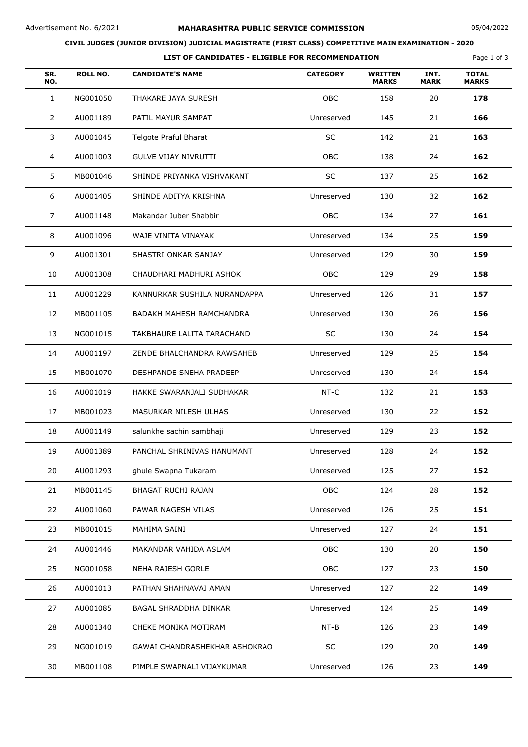Advertisement No. 6/2021

**MAHARASHTRA PUBLIC SERVICE COMMISSION**

05/04/2022

**CIVIL JUDGES (JUNIOR DIVISION) JUDICIAL MAGISTRATE (FIRST CLASS) COMPETITIVE MAIN EXAMINATION - 2020**

**LIST OF CANDIDATES - ELIGIBLE FOR RECOMMENDATION**

| SR. NO. | ROLL NO. | CANDIDATE'S NAME | CATEGORY | WRITTEN MARKS | INT. MARK | TOTAL MARKS |
|---|---|---|---|---|---|---|
| 1 | NG001050 | THAKARE JAYA SURESH | OBC | 158 | 20 | **178** |
| 2 | AU001189 | PATIL MAYUR SAMPAT | Unreserved | 145 | 21 | **166** |
| 3 | AU001045 | Telgote Praful Bharat | SC | 142 | 21 | **163** |
| 4 | AU001003 | GULVE VIJAY NIVRUTTI | OBC | 138 | 24 | **162** |
| 5 | MB001046 | SHINDE PRIYANKA VISHVAKANT | SC | 137 | 25 | **162** |
| 6 | AU001405 | SHINDE ADITYA KRISHNA | Unreserved | 130 | 32 | **162** |
| 7 | AU001148 | Makandar Juber Shabbir | OBC | 134 | 27 | **161** |
| 8 | AU001096 | WAJE VINITA VINAYAK | Unreserved | 134 | 25 | **159** |
| 9 | AU001301 | SHASTRI ONKAR SANJAY | Unreserved | 129 | 30 | **159** |
| 10 | AU001308 | CHAUDHARI MADHURI ASHOK | OBC | 129 | 29 | **158** |
| 11 | AU001229 | KANNURKAR SUSHILA NURANDAPPA | Unreserved | 126 | 31 | **157** |
| 12 | MB001105 | BADAKH MAHESH RAMCHANDRA | Unreserved | 130 | 26 | **156** |
| 13 | NG001015 | TAKBHAURE LALITA TARACHAND | SC | 130 | 24 | **154** |
| 14 | AU001197 | ZENDE BHALCHANDRA RAWSAHEB | Unreserved | 129 | 25 | **154** |
| 15 | MB001070 | DESHPANDE SNEHA PRADEEP | Unreserved | 130 | 24 | **154** |
| 16 | AU001019 | HAKKE SWARANJALI SUDHAKAR | NT-C | 132 | 21 | **153** |
| 17 | MB001023 | MASURKAR NILESH ULHAS | Unreserved | 130 | 22 | **152** |
| 18 | AU001149 | salunkhe sachin sambhaji | Unreserved | 129 | 23 | **152** |
| 19 | AU001389 | PANCHAL SHRINIVAS HANUMANT | Unreserved | 128 | 24 | **152** |
| 20 | AU001293 | ghule Swapna Tukaram | Unreserved | 125 | 27 | **152** |
| 21 | MB001145 | BHAGAT RUCHI RAJAN | OBC | 124 | 28 | **152** |
| 22 | AU001060 | PAWAR NAGESH VILAS | Unreserved | 126 | 25 | **151** |
| 23 | MB001015 | MAHIMA SAINI | Unreserved | 127 | 24 | **151** |
| 24 | AU001446 | MAKANDAR VAHIDA ASLAM | OBC | 130 | 20 | **150** |
| 25 | NG001058 | NEHA RAJESH GORLE | OBC | 127 | 23 | **150** |
| 26 | AU001013 | PATHAN SHAHNAVAJ AMAN | Unreserved | 127 | 22 | **149** |
| 27 | AU001085 | BAGAL SHRADDHA DINKAR | Unreserved | 124 | 25 | **149** |
| 28 | AU001340 | CHEKE MONIKA MOTIRAM | NT-B | 126 | 23 | **149** |
| 29 | NG001019 | GAWAI CHANDRASHEKHAR ASHOKRAO | SC | 129 | 20 | **149** |
| 30 | MB001108 | PIMPLE SWAPNALI VIJAYKUMAR | Unreserved | 126 | 23 | **149** |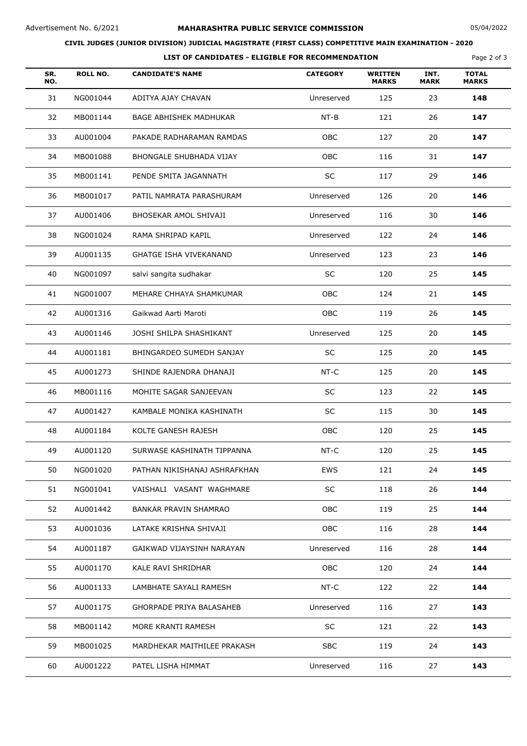Advertisement No. 6/2021

**MAHARASHTRA PUBLIC SERVICE COMMISSION**

05/04/2022

**CIVIL JUDGES (JUNIOR DIVISION) JUDICIAL MAGISTRATE (FIRST CLASS) COMPETITIVE MAIN EXAMINATION - 2020**

**LIST OF CANDIDATES - ELIGIBLE FOR RECOMMENDATION**

| SR. NO. | ROLL NO. | CANDIDATE'S NAME | CATEGORY | WRITTEN MARKS | INT. MARK | TOTAL MARKS |
|---|---|---|---|---|---|---|
| 31 | NG001044 | ADITYA AJAY CHAVAN | Unreserved | 125 | 23 | **148** |
| 32 | MB001144 | BAGE ABHISHEK MADHUKAR | NT-B | 121 | 26 | **147** |
| 33 | AU001004 | PAKADE RADHARAMAN RAMDAS | OBC | 127 | 20 | **147** |
| 34 | MB001088 | BHONGALE SHUBHADA VIJAY | OBC | 116 | 31 | **147** |
| 35 | MB001141 | PENDE SMITA JAGANNATH | SC | 117 | 29 | **146** |
| 36 | MB001017 | PATIL NAMRATA PARASHURAM | Unreserved | 126 | 20 | **146** |
| 37 | AU001406 | BHOSEKAR AMOL SHIVAJI | Unreserved | 116 | 30 | **146** |
| 38 | NG001024 | RAMA SHRIPAD KAPIL | Unreserved | 122 | 24 | **146** |
| 39 | AU001135 | GHATGE ISHA VIVEKANAND | Unreserved | 123 | 23 | **146** |
| 40 | NG001097 | salvi sangita sudhakar | SC | 120 | 25 | **145** |
| 41 | NG001007 | MEHARE CHHAYA SHAMKUMAR | OBC | 124 | 21 | **145** |
| 42 | AU001316 | Gaikwad Aarti Maroti | OBC | 119 | 26 | **145** |
| 43 | AU001146 | JOSHI SHILPA SHASHIKANT | Unreserved | 125 | 20 | **145** |
| 44 | AU001181 | BHINGARDEO SUMEDH SANJAY | SC | 125 | 20 | **145** |
| 45 | AU001273 | SHINDE RAJENDRA DHANAJI | NT-C | 125 | 20 | **145** |
| 46 | MB001116 | MOHITE SAGAR SANJEEVAN | SC | 123 | 22 | **145** |
| 47 | AU001427 | KAMBALE MONIKA KASHINATH | SC | 115 | 30 | **145** |
| 48 | AU001184 | KOLTE GANESH RAJESH | OBC | 120 | 25 | **145** |
| 49 | AU001120 | SURWASE KASHINATH TIPPANNA | NT-C | 120 | 25 | **145** |
| 50 | NG001020 | PATHAN NIKISHANAJ ASHRAFKHAN | EWS | 121 | 24 | **145** |
| 51 | NG001041 | VAISHALI VASANT WAGHMARE | SC | 118 | 26 | **144** |
| 52 | AU001442 | BANKAR PRAVIN SHAMRAO | OBC | 119 | 25 | **144** |
| 53 | AU001036 | LATAKE KRISHNA SHIVAJI | OBC | 116 | 28 | **144** |
| 54 | AU001187 | GAIKWAD VIJAYSINH NARAYAN | Unreserved | 116 | 28 | **144** |
| 55 | AU001170 | KALE RAVI SHRIDHAR | OBC | 120 | 24 | **144** |
| 56 | AU001133 | LAMBHATE SAYALI RAMESH | NT-C | 122 | 22 | **144** |
| 57 | AU001175 | GHORPADE PRIYA BALASAHEB | Unreserved | 116 | 27 | **143** |
| 58 | MB001142 | MORE KRANTI RAMESH | SC | 121 | 22 | **143** |
| 59 | MB001025 | MARDHEKAR MAITHILEE PRAKASH | SBC | 119 | 24 | **143** |
| 60 | AU001222 | PATEL LISHA HIMMAT | Unreserved | 116 | 27 | **143** |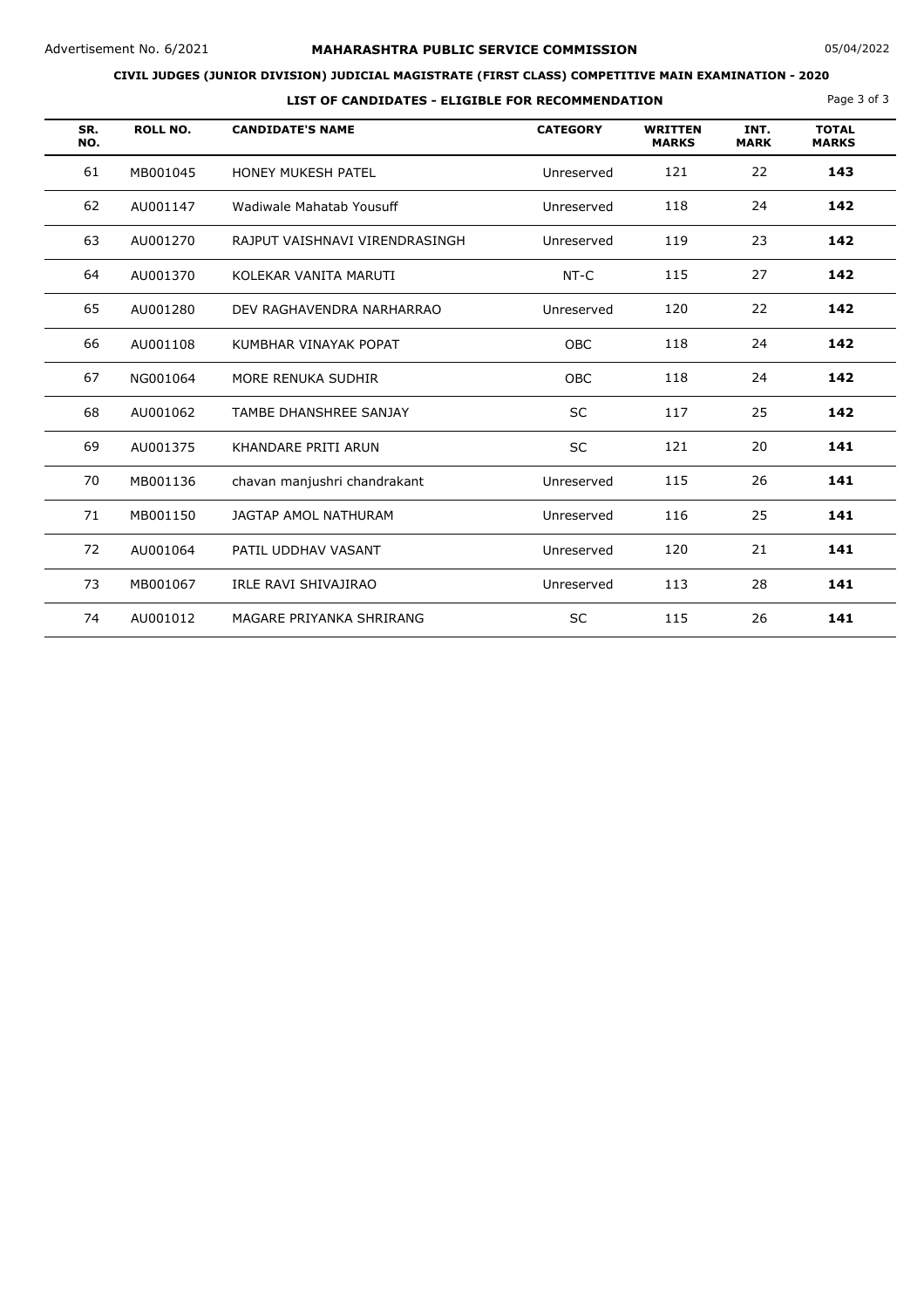Advertisement No. 6/2021

## MAHARASHTRA PUBLIC SERVICE COMMISSION

05/04/2022

### CIVIL JUDGES (JUNIOR DIVISION) JUDICIAL MAGISTRATE (FIRST CLASS) COMPETITIVE MAIN EXAMINATION - 2020

### LIST OF CANDIDATES - ELIGIBLE FOR RECOMMENDATION

| SR. NO. | ROLL NO. | CANDIDATE'S NAME | CATEGORY | WRITTEN MARKS | INT. MARK | TOTAL MARKS |
|---|---|---|---|---|---|---|
| 61 | MB001045 | HONEY MUKESH PATEL | Unreserved | 121 | 22 | **143** |
| 62 | AU001147 | Wadiwale Mahatab Yousuff | Unreserved | 118 | 24 | **142** |
| 63 | AU001270 | RAJPUT VAISHNAVI VIRENDRASINGH | Unreserved | 119 | 23 | **142** |
| 64 | AU001370 | KOLEKAR VANITA MARUTI | NT-C | 115 | 27 | **142** |
| 65 | AU001280 | DEV RAGHAVENDRA NARHARRAO | Unreserved | 120 | 22 | **142** |
| 66 | AU001108 | KUMBHAR VINAYAK POPAT | OBC | 118 | 24 | **142** |
| 67 | NG001064 | MORE RENUKA SUDHIR | OBC | 118 | 24 | **142** |
| 68 | AU001062 | TAMBE DHANSHREE SANJAY | SC | 117 | 25 | **142** |
| 69 | AU001375 | KHANDARE PRITI ARUN | SC | 121 | 20 | **141** |
| 70 | MB001136 | chavan manjushri chandrakant | Unreserved | 115 | 26 | **141** |
| 71 | MB001150 | JAGTAP AMOL NATHURAM | Unreserved | 116 | 25 | **141** |
| 72 | AU001064 | PATIL UDDHAV VASANT | Unreserved | 120 | 21 | **141** |
| 73 | MB001067 | IRLE RAVI SHIVAJIRAO | Unreserved | 113 | 28 | **141** |
| 74 | AU001012 | MAGARE PRIYANKA SHRIRANG | SC | 115 | 26 | **141** |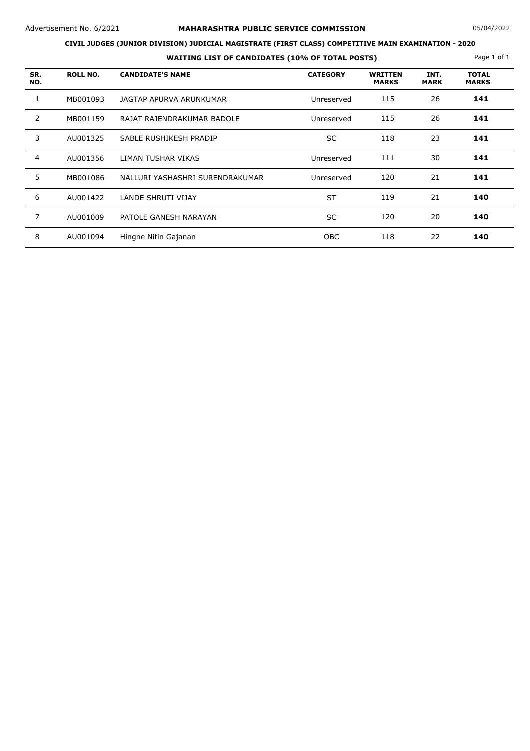Advertisement No. 6/2021

# MAHARASHTRA PUBLIC SERVICE COMMISSION

05/04/2022

## CIVIL JUDGES (JUNIOR DIVISION) JUDICIAL MAGISTRATE (FIRST CLASS) COMPETITIVE MAIN EXAMINATION - 2020

### WAITING LIST OF CANDIDATES (10% OF TOTAL POSTS)

| SR. NO. | ROLL NO. | CANDIDATE'S NAME | CATEGORY | WRITTEN MARKS | INT. MARK | TOTAL MARKS |
|---|---|---|---|---|---|---|
| 1 | MB001093 | JAGTAP APURVA ARUNKUMAR | Unreserved | 115 | 26 | **141** |
| 2 | MB001159 | RAJAT RAJENDRAKUMAR BADOLE | Unreserved | 115 | 26 | **141** |
| 3 | AU001325 | SABLE RUSHIKESH PRADIP | SC | 118 | 23 | **141** |
| 4 | AU001356 | LIMAN TUSHAR VIKAS | Unreserved | 111 | 30 | **141** |
| 5 | MB001086 | NALLURI YASHASHRI SURENDRAKUMAR | Unreserved | 120 | 21 | **141** |
| 6 | AU001422 | LANDE SHRUTI VIJAY | ST | 119 | 21 | **140** |
| 7 | AU001009 | PATOLE GANESH NARAYAN | SC | 120 | 20 | **140** |
| 8 | AU001094 | Hingne Nitin Gajanan | OBC | 118 | 22 | **140** |